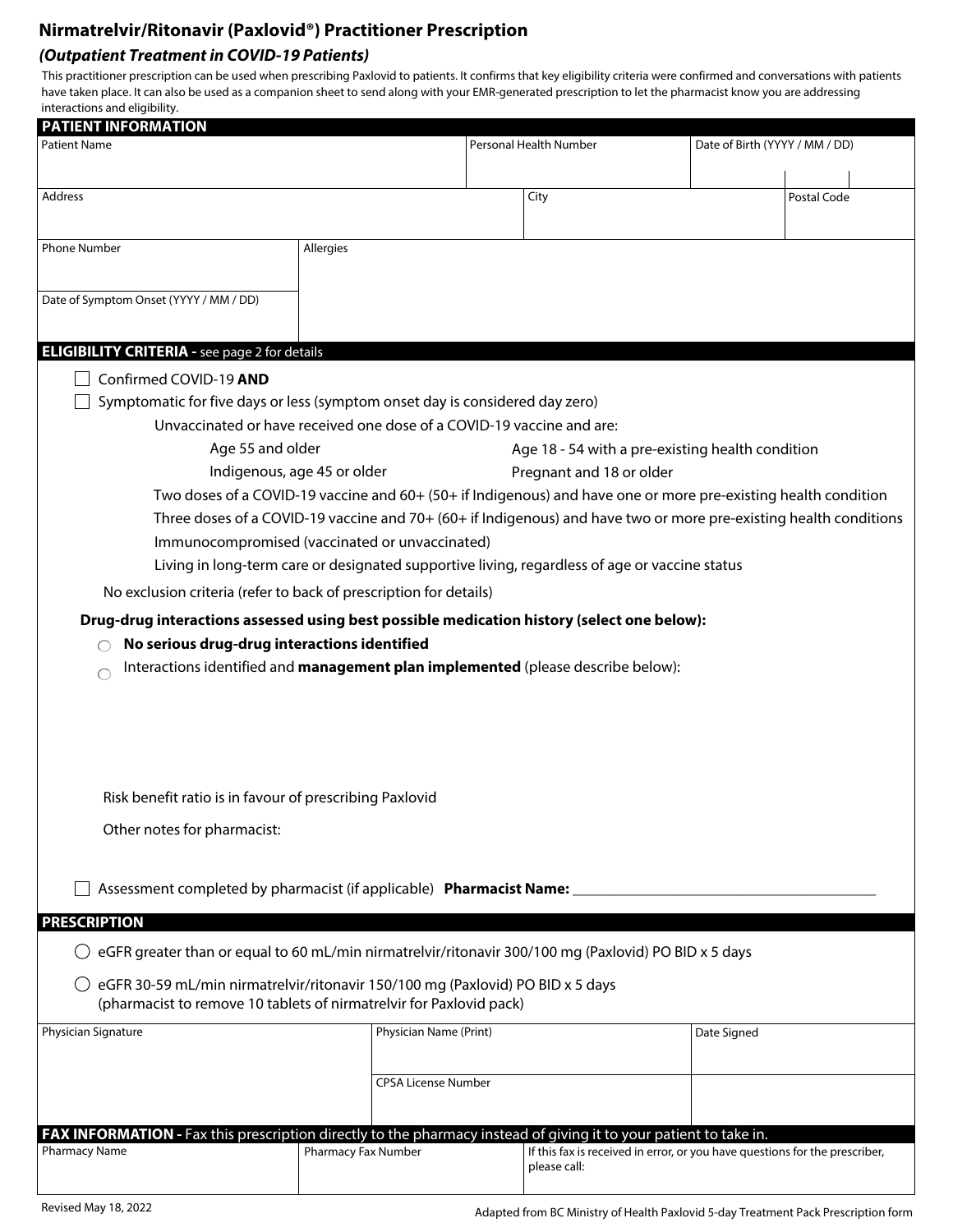## Nirmatrelvir/Ritonavir (Paxlovid®) Practitioner Prescription

### *(Outpatient Treatment in COVID-19 Patients)*

This practitioner prescription can be used when prescribing Paxlovid to patients. It confirms that key eligibility criteria were confirmed and conversations with patients have taken place. It can also be used as a companion sheet to send along with your EMR-generated prescription to let the pharmacist know you are addressing interactions and eligibility.

### PATIENT INFORMATION

| Patient Name | Personal Health Number | Date of Birth (YYYY / MM / DD) |
|---|---|---|
| | | |

| Address | City | Postal Code |
|---|---|---|
| | | |

| Phone Number | Allergies |
|---|---|
| | |
| Date of Symptom Onset (YYYY / MM / DD) | |
| | |

### ELIGIBILITY CRITERIA - see page 2 for details

- ☐ Confirmed COVID-19 **AND**
- ☐ Symptomatic for five days or less (symptom onset day is considered day zero)
  - Unvaccinated or have received one dose of a COVID-19 vaccine and are:
    - Age 55 and older
    - Age 18 - 54 with a pre-existing health condition
    - Indigenous, age 45 or older
    - Pregnant and 18 or older
  - Two doses of a COVID-19 vaccine and 60+ (50+ if Indigenous) and have one or more pre-existing health condition
  - Three doses of a COVID-19 vaccine and 70+ (60+ if Indigenous) and have two or more pre-existing health conditions
  - Immunocompromised (vaccinated or unvaccinated)
  - Living in long-term care or designated supportive living, regardless of age or vaccine status

No exclusion criteria (refer to back of prescription for details)

**Drug-drug interactions assessed using best possible medication history (select one below):**

- ○ **No serious drug-drug interactions identified**
- ○ Interactions identified and **management plan implemented** (please describe below):

Risk benefit ratio is in favour of prescribing Paxlovid

Other notes for pharmacist:

☐ Assessment completed by pharmacist (if applicable) **Pharmacist Name:** ________________________________________

### PRESCRIPTION

- ○ eGFR greater than or equal to 60 mL/min nirmatrelvir/ritonavir 300/100 mg (Paxlovid) PO BID x 5 days
- ○ eGFR 30-59 mL/min nirmatrelvir/ritonavir 150/100 mg (Paxlovid) PO BID x 5 days (pharmacist to remove 10 tablets of nirmatrelvir for Paxlovid pack)

| Physician Signature | Physician Name (Print) | Date Signed |
|---|---|---|
| | | |
| | CPSA License Number | |
| | | |

### FAX INFORMATION - Fax this prescription directly to the pharmacy instead of giving it to your patient to take in.

| Pharmacy Name | Pharmacy Fax Number | If this fax is received in error, or you have questions for the prescriber, please call: |
|---|---|---|
| | | |

Revised May 18, 2022

Adapted from BC Ministry of Health Paxlovid 5-day Treatment Pack Prescription form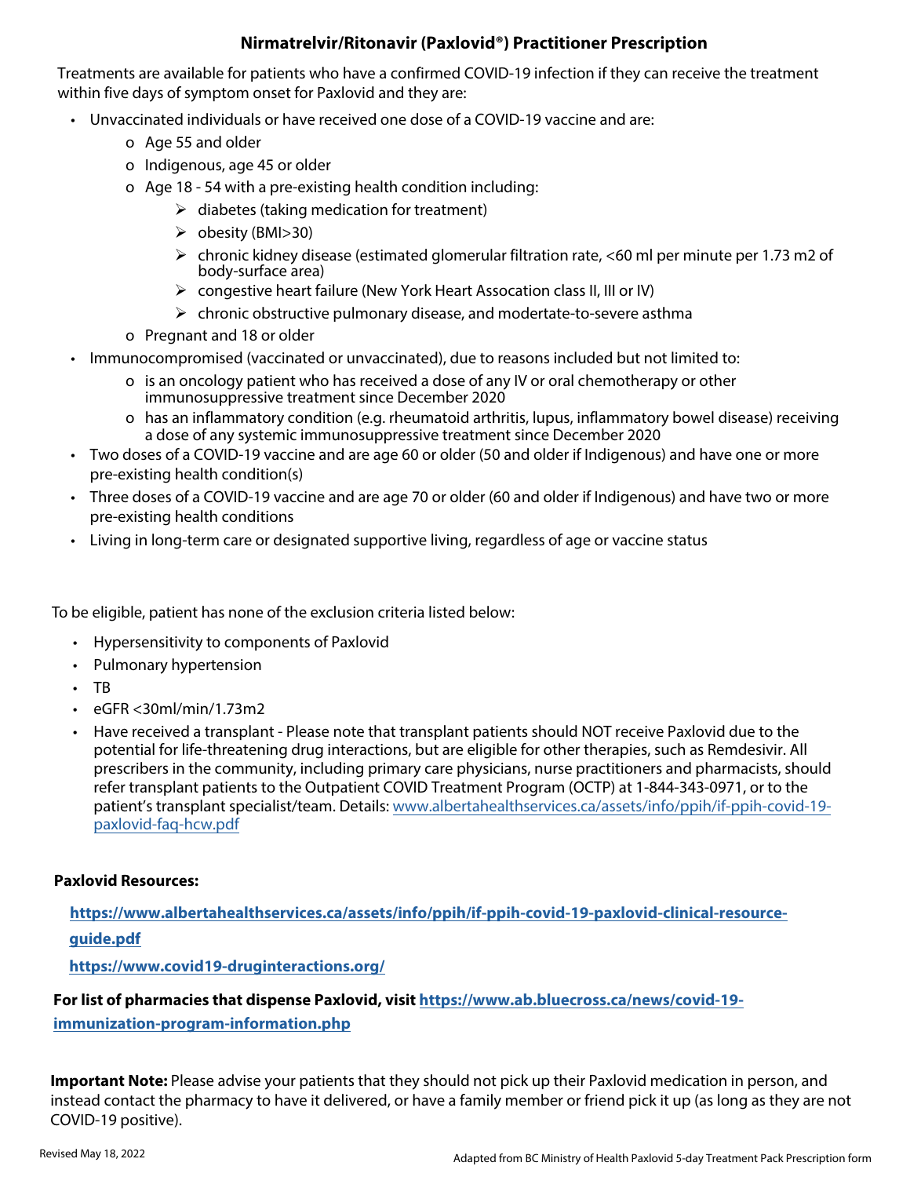## Nirmatrelvir/Ritonavir (Paxlovid®) Practitioner Prescription

Treatments are available for patients who have a confirmed COVID-19 infection if they can receive the treatment within five days of symptom onset for Paxlovid and they are:

- Unvaccinated individuals or have received one dose of a COVID-19 vaccine and are:
  - Age 55 and older
  - Indigenous, age 45 or older
  - Age 18 - 54 with a pre-existing health condition including:
    - diabetes (taking medication for treatment)
    - obesity (BMI>30)
    - chronic kidney disease (estimated glomerular filtration rate, <60 ml per minute per 1.73 m2 of body-surface area)
    - congestive heart failure (New York Heart Assocation class II, III or IV)
    - chronic obstructive pulmonary disease, and modertate-to-severe asthma
  - Pregnant and 18 or older
- Immunocompromised (vaccinated or unvaccinated), due to reasons included but not limited to:
  - is an oncology patient who has received a dose of any IV or oral chemotherapy or other immunosuppressive treatment since December 2020
  - has an inflammatory condition (e.g. rheumatoid arthritis, lupus, inflammatory bowel disease) receiving a dose of any systemic immunosuppressive treatment since December 2020
- Two doses of a COVID-19 vaccine and are age 60 or older (50 and older if Indigenous) and have one or more pre-existing health condition(s)
- Three doses of a COVID-19 vaccine and are age 70 or older (60 and older if Indigenous) and have two or more pre-existing health conditions
- Living in long-term care or designated supportive living, regardless of age or vaccine status

To be eligible, patient has none of the exclusion criteria listed below:

- Hypersensitivity to components of Paxlovid
- Pulmonary hypertension
- TB
- eGFR <30ml/min/1.73m2
- Have received a transplant - Please note that transplant patients should NOT receive Paxlovid due to the potential for life-threatening drug interactions, but are eligible for other therapies, such as Remdesivir. All prescribers in the community, including primary care physicians, nurse practitioners and pharmacists, should refer transplant patients to the Outpatient COVID Treatment Program (OCTP) at 1-844-343-0971, or to the patient's transplant specialist/team. Details: www.albertahealthservices.ca/assets/info/ppih/if-ppih-covid-19-paxlovid-faq-hcw.pdf

**Paxlovid Resources:**

**https://www.albertahealthservices.ca/assets/info/ppih/if-ppih-covid-19-paxlovid-clinical-resource-guide.pdf**

**https://www.covid19-druginteractions.org/**

**For list of pharmacies that dispense Paxlovid, visit https://www.ab.bluecross.ca/news/covid-19-immunization-program-information.php**

**Important Note:** Please advise your patients that they should not pick up their Paxlovid medication in person, and instead contact the pharmacy to have it delivered, or have a family member or friend pick it up (as long as they are not COVID-19 positive).

Revised May 18, 2022

Adapted from BC Ministry of Health Paxlovid 5-day Treatment Pack Prescription form